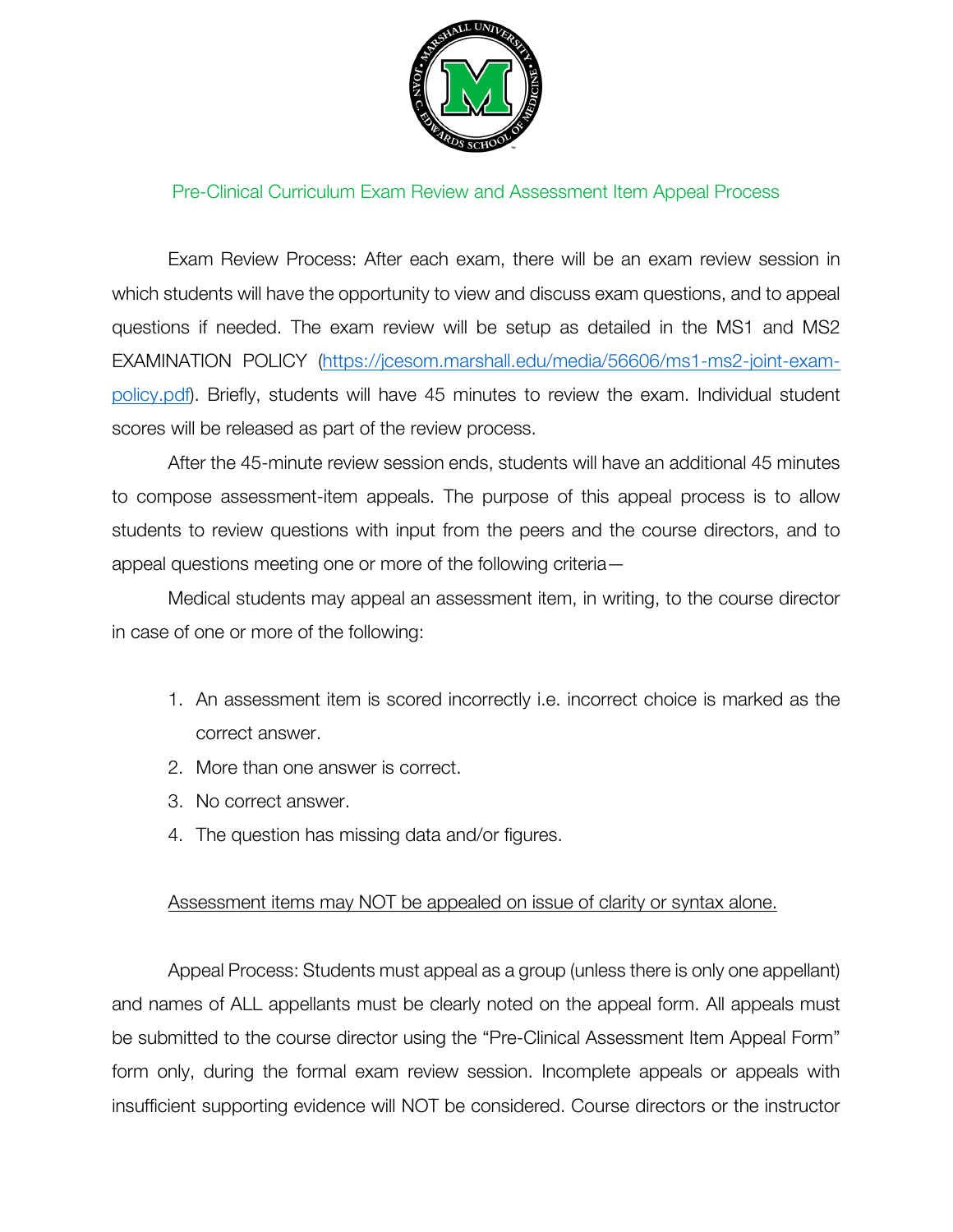## Pre-Clinical Curriculum Exam Review and Assessment Item Appeal Process

Exam Review Process: After each exam, there will be an exam review session in which students will have the opportunity to view and discuss exam questions, and to appeal questions if needed. The exam review will be setup as detailed in the MS1 and MS2 EXAMINATION POLICY ([https://jcesom.marshall.edu/media/56606/ms1-ms2-joint-exam-policy.pdf](https://jcesom.marshall.edu/media/56606/ms1-ms2-joint-exam-policy.pdf)). Briefly, students will have 45 minutes to review the exam. Individual student scores will be released as part of the review process.

After the 45-minute review session ends, students will have an additional 45 minutes to compose assessment-item appeals. The purpose of this appeal process is to allow students to review questions with input from the peers and the course directors, and to appeal questions meeting one or more of the following criteria—

Medical students may appeal an assessment item, in writing, to the course director in case of one or more of the following:

1. An assessment item is scored incorrectly i.e. incorrect choice is marked as the correct answer.
2. More than one answer is correct.
3. No correct answer.
4. The question has missing data and/or figures.

<u>Assessment items may NOT be appealed on issue of clarity or syntax alone.</u>

Appeal Process: Students must appeal as a group (unless there is only one appellant) and names of ALL appellants must be clearly noted on the appeal form. All appeals must be submitted to the course director using the "Pre-Clinical Assessment Item Appeal Form" form only, during the formal exam review session. Incomplete appeals or appeals with insufficient supporting evidence will NOT be considered. Course directors or the instructor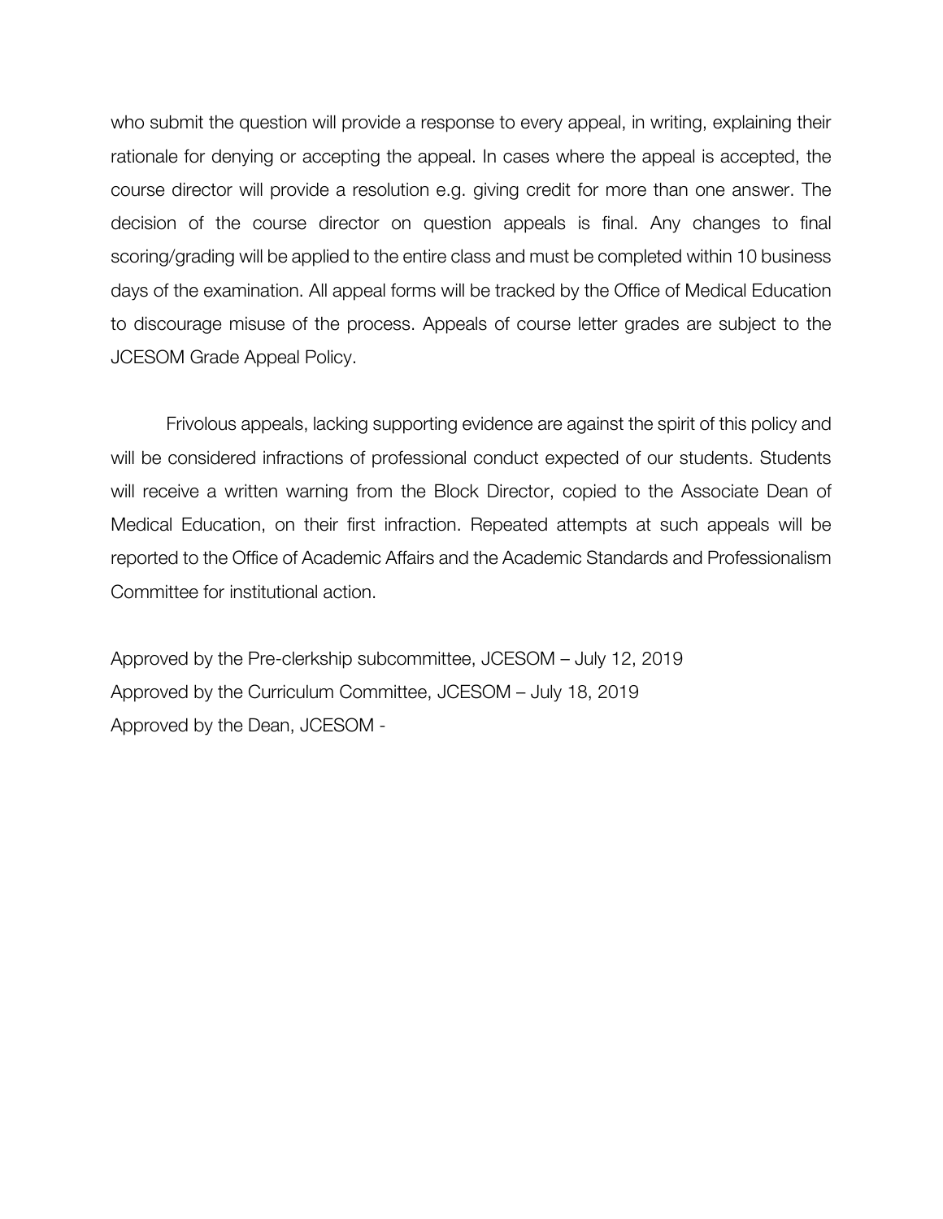who submit the question will provide a response to every appeal, in writing, explaining their rationale for denying or accepting the appeal. In cases where the appeal is accepted, the course director will provide a resolution e.g. giving credit for more than one answer. The decision of the course director on question appeals is final. Any changes to final scoring/grading will be applied to the entire class and must be completed within 10 business days of the examination. All appeal forms will be tracked by the Office of Medical Education to discourage misuse of the process. Appeals of course letter grades are subject to the JCESOM Grade Appeal Policy.

Frivolous appeals, lacking supporting evidence are against the spirit of this policy and will be considered infractions of professional conduct expected of our students. Students will receive a written warning from the Block Director, copied to the Associate Dean of Medical Education, on their first infraction. Repeated attempts at such appeals will be reported to the Office of Academic Affairs and the Academic Standards and Professionalism Committee for institutional action.

Approved by the Pre-clerkship subcommittee, JCESOM – July 12, 2019
Approved by the Curriculum Committee, JCESOM – July 18, 2019
Approved by the Dean, JCESOM -